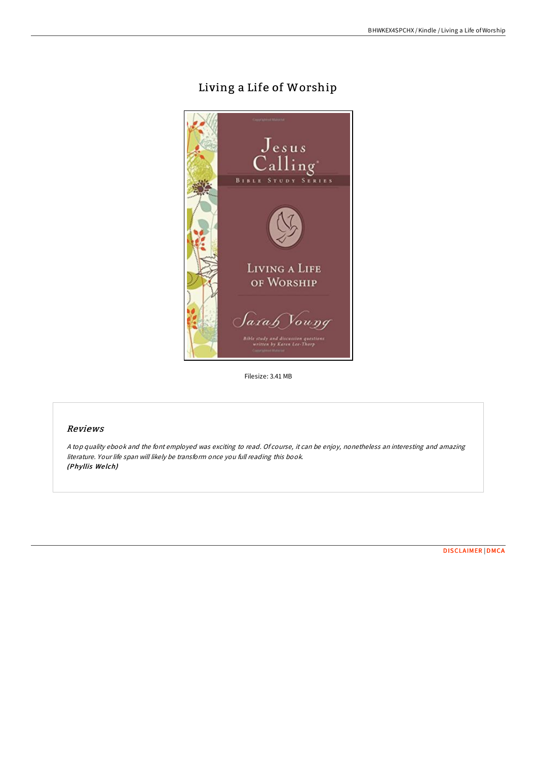# Living a Life of Worship

Filesize: 3.41 MB

## Reviews

*A top quality ebook and the font employed was exciting to read. Of course, it can be enjoy, nonetheless an interesting and amazing literature. Your life span will likely be transform once you full reading this book.*
***(Phyllis Welch)***

DISCLAIMER | DMCA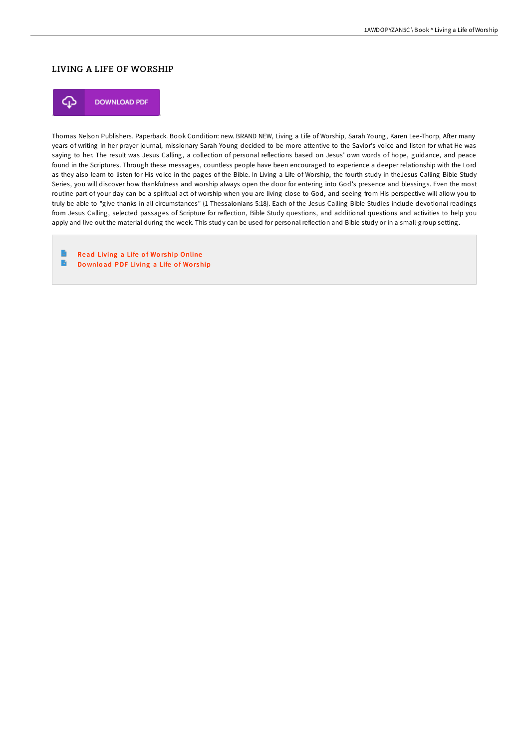## LIVING A LIFE OF WORSHIP

DOWNLOAD PDF

Thomas Nelson Publishers. Paperback. Book Condition: new. BRAND NEW, Living a Life of Worship, Sarah Young, Karen Lee-Thorp, After many years of writing in her prayer journal, missionary Sarah Young decided to be more attentive to the Savior's voice and listen for what He was saying to her. The result was Jesus Calling, a collection of personal reflections based on Jesus' own words of hope, guidance, and peace found in the Scriptures. Through these messages, countless people have been encouraged to experience a deeper relationship with the Lord as they also learn to listen for His voice in the pages of the Bible. In Living a Life of Worship, the fourth study in theJesus Calling Bible Study Series, you will discover how thankfulness and worship always open the door for entering into God's presence and blessings. Even the most routine part of your day can be a spiritual act of worship when you are living close to God, and seeing from His perspective will allow you to truly be able to "give thanks in all circumstances" (1 Thessalonians 5:18). Each of the Jesus Calling Bible Studies include devotional readings from Jesus Calling, selected passages of Scripture for reflection, Bible Study questions, and additional questions and activities to help you apply and live out the material during the week. This study can be used for personal reflection and Bible study or in a small-group setting.

- Read Living a Life of Worship Online
- Download PDF Living a Life of Worship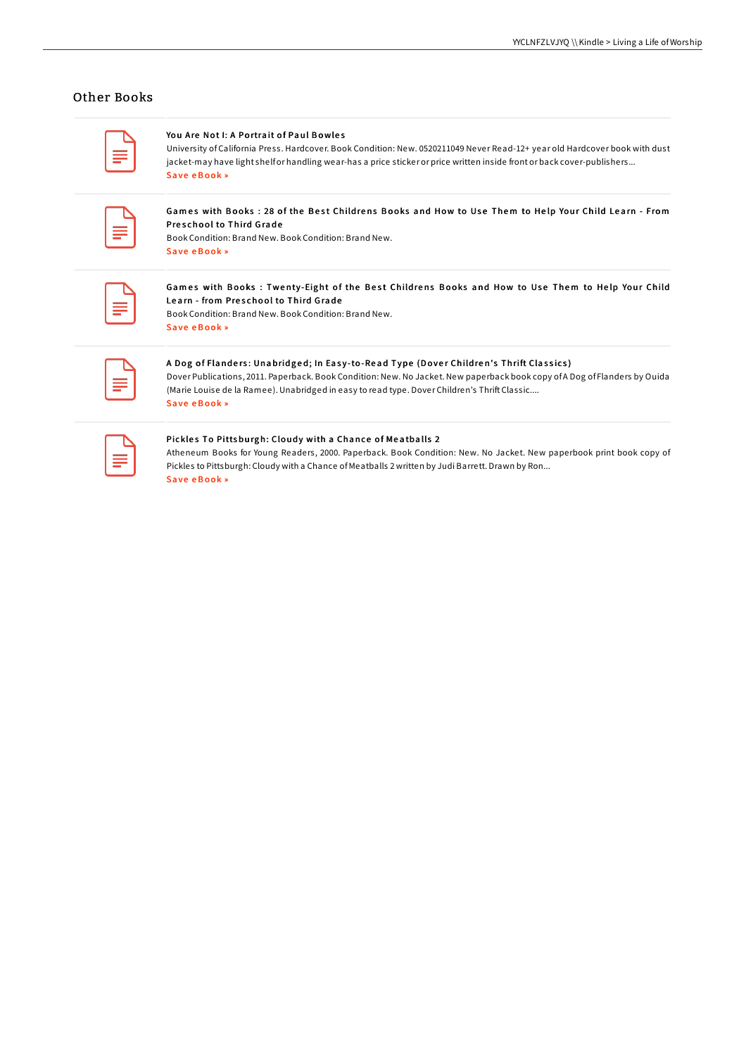## Other Books

### You Are Not I: A Portrait of Paul Bowles

University of California Press. Hardcover. Book Condition: New. 0520211049 Never Read-12+ year old Hardcover book with dust jacket-may have light shelf or handling wear-has a price sticker or price written inside front or back cover-publishers...

Save eBook »

### Games with Books : 28 of the Best Childrens Books and How to Use Them to Help Your Child Learn - From Preschool to Third Grade

Book Condition: Brand New. Book Condition: Brand New.

Save eBook »

### Games with Books : Twenty-Eight of the Best Childrens Books and How to Use Them to Help Your Child Learn - from Preschool to Third Grade

Book Condition: Brand New. Book Condition: Brand New.

Save eBook »

### A Dog of Flanders: Unabridged; In Easy-to-Read Type (Dover Children's Thrift Classics)

Dover Publications, 2011. Paperback. Book Condition: New. No Jacket. New paperback book copy of A Dog of Flanders by Ouida (Marie Louise de la Ramee). Unabridged in easy to read type. Dover Children's Thrift Classic....

Save eBook »

### Pickles To Pittsburgh: Cloudy with a Chance of Meatballs 2

Atheneum Books for Young Readers, 2000. Paperback. Book Condition: New. No Jacket. New paperbook print book copy of Pickles to Pittsburgh: Cloudy with a Chance of Meatballs 2 written by Judi Barrett. Drawn by Ron...

Save eBook »